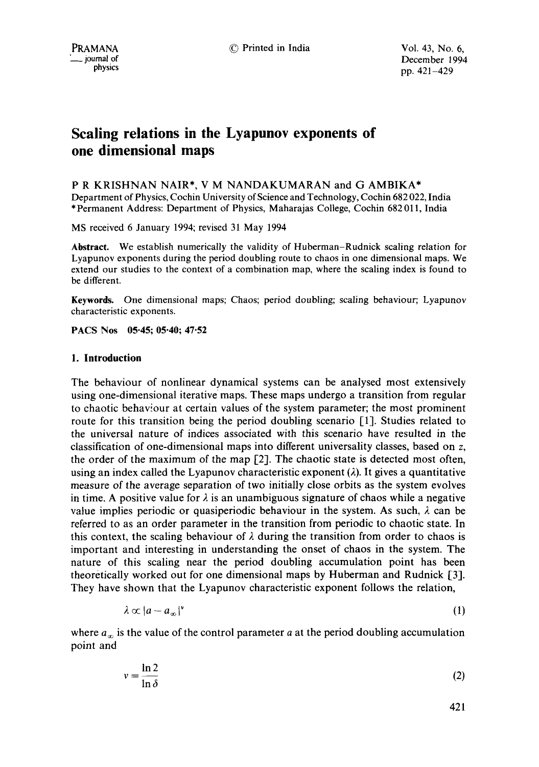# Scaling relations in the Lyapunov exponents of one dimensional maps

P R KRISHNAN NAIR*, V M NANDAKUMARAN and G AMBIKA*

Department of Physics, Cochin University of Science and Technology, Cochin 682 022, India

*Permanent Address: Department of Physics, Maharajas College, Cochin 682 011, India

MS received 6 January 1994; revised 31 May 1994

**Abstract.** We establish numerically the validity of Huberman–Rudnick scaling relation for Lyapunov exponents during the period doubling route to chaos in one dimensional maps. We extend our studies to the context of a combination map, where the scaling index is found to be different.

**Keywords.** One dimensional maps; Chaos; period doubling; scaling behaviour; Lyapunov characteristic exponents.

**PACS Nos** 05·45; 05·40; 47·52

## 1. Introduction

The behaviour of nonlinear dynamical systems can be analysed most extensively using one-dimensional iterative maps. These maps undergo a transition from regular to chaotic behaviour at certain values of the system parameter; the most prominent route for this transition being the period doubling scenario [1]. Studies related to the universal nature of indices associated with this scenario have resulted in the classification of one-dimensional maps into different universality classes, based on $z$, the order of the maximum of the map [2]. The chaotic state is detected most often, using an index called the Lyapunov characteristic exponent ($\lambda$). It gives a quantitative measure of the average separation of two initially close orbits as the system evolves in time. A positive value for $\lambda$ is an unambiguous signature of chaos while a negative value implies periodic or quasiperiodic behaviour in the system. As such, $\lambda$ can be referred to as an order parameter in the transition from periodic to chaotic state. In this context, the scaling behaviour of $\lambda$ during the transition from order to chaos is important and interesting in understanding the onset of chaos in the system. The nature of this scaling near the period doubling accumulation point has been theoretically worked out for one dimensional maps by Huberman and Rudnick [3]. They have shown that the Lyapunov characteristic exponent follows the relation,

$$\lambda \propto |a - a_{\infty}|^{\nu} \tag{1}$$

where $a_{\infty}$ is the value of the control parameter $a$ at the period doubling accumulation point and

$$\nu = \frac{\ln 2}{\ln \delta} \tag{2}$$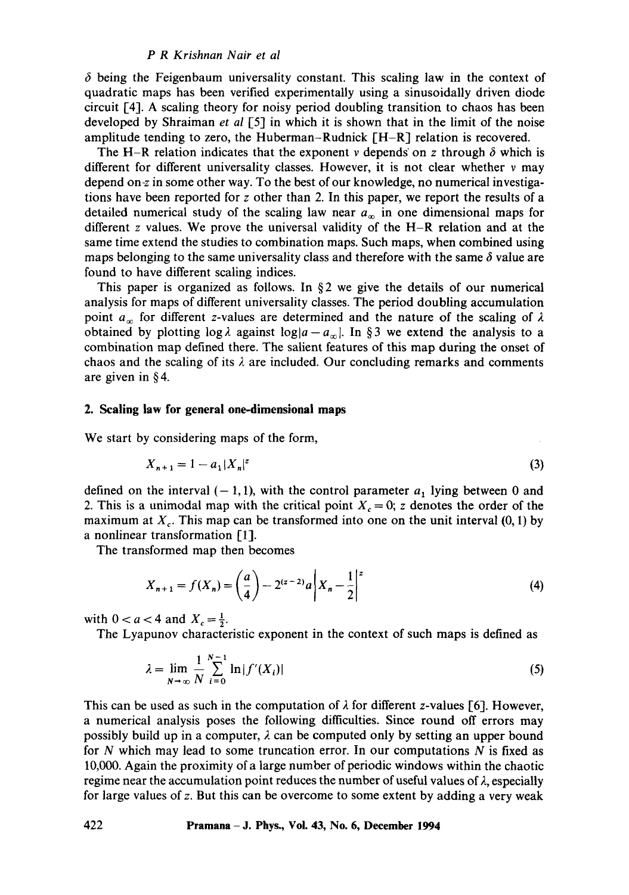$\delta$ being the Feigenbaum universality constant. This scaling law in the context of quadratic maps has been verified experimentally using a sinusoidally driven diode circuit [4]. A scaling theory for noisy period doubling transition to chaos has been developed by Shraiman *et al* [5] in which it is shown that in the limit of the noise amplitude tending to zero, the Huberman–Rudnick [H–R] relation is recovered.

The H–R relation indicates that the exponent $\nu$ depends on $z$ through $\delta$ which is different for different universality classes. However, it is not clear whether $\nu$ may depend on $z$ in some other way. To the best of our knowledge, no numerical investigations have been reported for $z$ other than 2. In this paper, we report the results of a detailed numerical study of the scaling law near $a_\infty$ in one dimensional maps for different $z$ values. We prove the universal validity of the H–R relation and at the same time extend the studies to combination maps. Such maps, when combined using maps belonging to the same universality class and therefore with the same $\delta$ value are found to have different scaling indices.

This paper is organized as follows. In §2 we give the details of our numerical analysis for maps of different universality classes. The period doubling accumulation point $a_\infty$ for different $z$-values are determined and the nature of the scaling of $\lambda$ obtained by plotting $\log \lambda$ against $\log|a - a_\infty|$. In §3 we extend the analysis to a combination map defined there. The salient features of this map during the onset of chaos and the scaling of its $\lambda$ are included. Our concluding remarks and comments are given in §4.

## 2. Scaling law for general one-dimensional maps

We start by considering maps of the form,

$$X_{n+1} = 1 - a_1 |X_n|^z \tag{3}$$

defined on the interval $(-1, 1)$, with the control parameter $a_1$ lying between 0 and 2. This is a unimodal map with the critical point $X_c = 0$; $z$ denotes the order of the maximum at $X_c$. This map can be transformed into one on the unit interval $(0, 1)$ by a nonlinear transformation [1].

The transformed map then becomes

$$X_{n+1} = f(X_n) = \left(\frac{a}{4}\right) - 2^{(z-2)} a \left| X_n - \frac{1}{2} \right|^z \tag{4}$$

with $0 < a < 4$ and $X_c = \frac{1}{2}$.

The Lyapunov characteristic exponent in the context of such maps is defined as

$$\lambda = \lim_{N \to \infty} \frac{1}{N} \sum_{i=0}^{N-1} \ln |f'(X_i)| \tag{5}$$

This can be used as such in the computation of $\lambda$ for different $z$-values [6]. However, a numerical analysis poses the following difficulties. Since round off errors may possibly build up in a computer, $\lambda$ can be computed only by setting an upper bound for $N$ which may lead to some truncation error. In our computations $N$ is fixed as 10,000. Again the proximity of a large number of periodic windows within the chaotic regime near the accumulation point reduces the number of useful values of $\lambda$, especially for large values of $z$. But this can be overcome to some extent by adding a very weak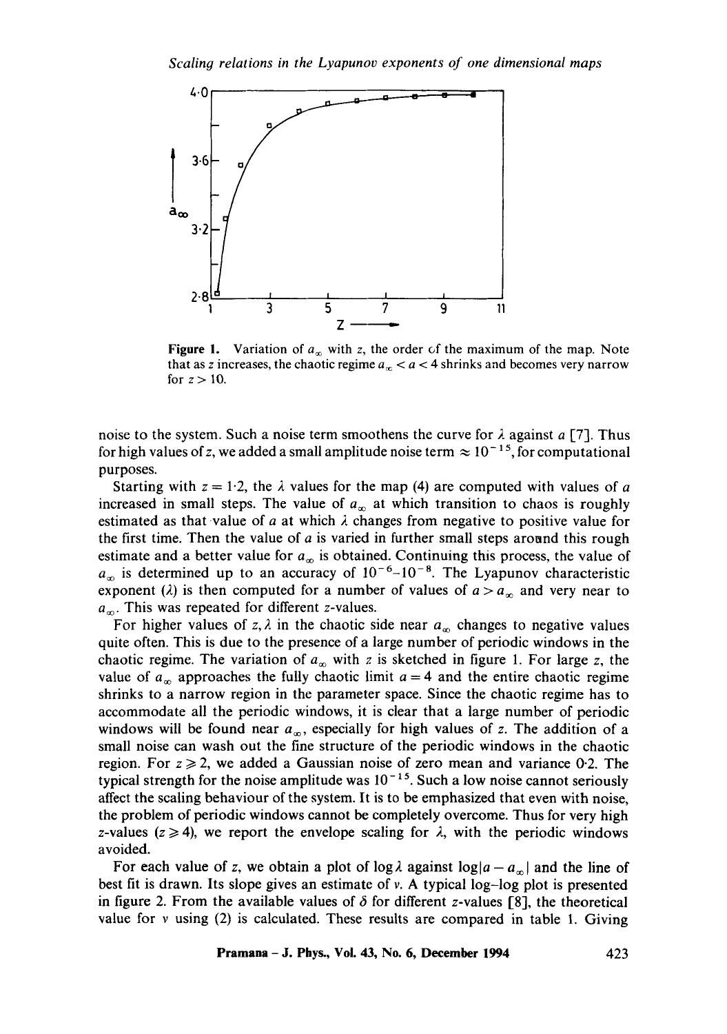**Figure 1.** Variation of $a_\infty$ with $z$, the order of the maximum of the map. Note that as $z$ increases, the chaotic regime $a_\infty < a < 4$ shrinks and becomes very narrow for $z > 10$.

noise to the system. Such a noise term smoothens the curve for $\lambda$ against $a$ [7]. Thus for high values of $z$, we added a small amplitude noise term $\approx 10^{-15}$, for computational purposes.

Starting with $z = 1{\cdot}2$, the $\lambda$ values for the map (4) are computed with values of $a$ increased in small steps. The value of $a_\infty$ at which transition to chaos is roughly estimated as that value of $a$ at which $\lambda$ changes from negative to positive value for the first time. Then the value of $a$ is varied in further small steps around this rough estimate and a better value for $a_\infty$ is obtained. Continuing this process, the value of $a_\infty$ is determined up to an accuracy of $10^{-6}$–$10^{-8}$. The Lyapunov characteristic exponent ($\lambda$) is then computed for a number of values of $a > a_\infty$ and very near to $a_\infty$. This was repeated for different $z$-values.

For higher values of $z, \lambda$ in the chaotic side near $a_\infty$ changes to negative values quite often. This is due to the presence of a large number of periodic windows in the chaotic regime. The variation of $a_\infty$ with $z$ is sketched in figure 1. For large $z$, the value of $a_\infty$ approaches the fully chaotic limit $a = 4$ and the entire chaotic regime shrinks to a narrow region in the parameter space. Since the chaotic regime has to accommodate all the periodic windows, it is clear that a large number of periodic windows will be found near $a_\infty$, especially for high values of $z$. The addition of a small noise can wash out the fine structure of the periodic windows in the chaotic region. For $z \geqslant 2$, we added a Gaussian noise of zero mean and variance 0·2. The typical strength for the noise amplitude was $10^{-15}$. Such a low noise cannot seriously affect the scaling behaviour of the system. It is to be emphasized that even with noise, the problem of periodic windows cannot be completely overcome. Thus for very high $z$-values ($z \geqslant 4$), we report the envelope scaling for $\lambda$, with the periodic windows avoided.

For each value of $z$, we obtain a plot of $\log \lambda$ against $\log|a - a_\infty|$ and the line of best fit is drawn. Its slope gives an estimate of $\nu$. A typical log–log plot is presented in figure 2. From the available values of $\delta$ for different $z$-values [8], the theoretical value for $\nu$ using (2) is calculated. These results are compared in table 1. Giving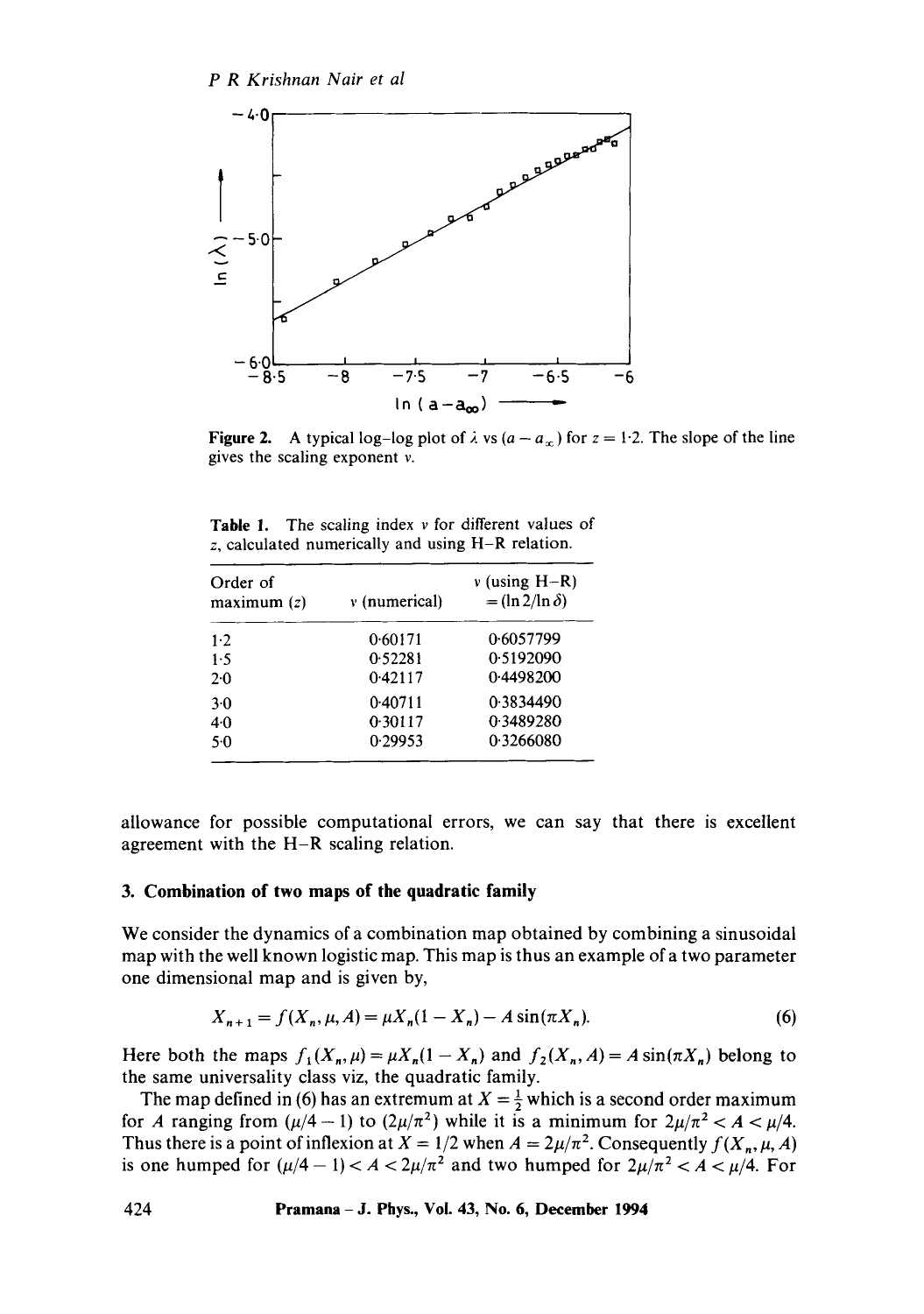**Figure 2.** A typical log–log plot of $\lambda$ vs $(a - a_\infty)$ for $z = 1.2$. The slope of the line gives the scaling exponent $\nu$.

**Table 1.** The scaling index $\nu$ for different values of $z$, calculated numerically and using H–R relation.

| Order of maximum ($z$) | $\nu$ (numerical) | $\nu$ (using H–R) $= (\ln 2/\ln \delta)$ |
|---|---|---|
| 1·2 | 0·60171 | 0·6057799 |
| 1·5 | 0·52281 | 0·5192090 |
| 2·0 | 0·42117 | 0·4498200 |
| 3·0 | 0·40711 | 0·3834490 |
| 4·0 | 0·30117 | 0·3489280 |
| 5·0 | 0·29953 | 0·3266080 |

allowance for possible computational errors, we can say that there is excellent agreement with the H–R scaling relation.

## 3. Combination of two maps of the quadratic family

We consider the dynamics of a combination map obtained by combining a sinusoidal map with the well known logistic map. This map is thus an example of a two parameter one dimensional map and is given by,

$$X_{n+1} = f(X_n, \mu, A) = \mu X_n(1 - X_n) - A \sin(\pi X_n). \tag{6}$$

Here both the maps $f_1(X_n, \mu) = \mu X_n(1 - X_n)$ and $f_2(X_n, A) = A \sin(\pi X_n)$ belong to the same universality class viz, the quadratic family.

The map defined in (6) has an extremum at $X = \frac{1}{2}$ which is a second order maximum for $A$ ranging from $(\mu/4 - 1)$ to $(2\mu/\pi^2)$ while it is a minimum for $2\mu/\pi^2 < A < \mu/4$. Thus there is a point of inflexion at $X = 1/2$ when $A = 2\mu/\pi^2$. Consequently $f(X_n, \mu, A)$ is one humped for $(\mu/4 - 1) < A < 2\mu/\pi^2$ and two humped for $2\mu/\pi^2 < A < \mu/4$. For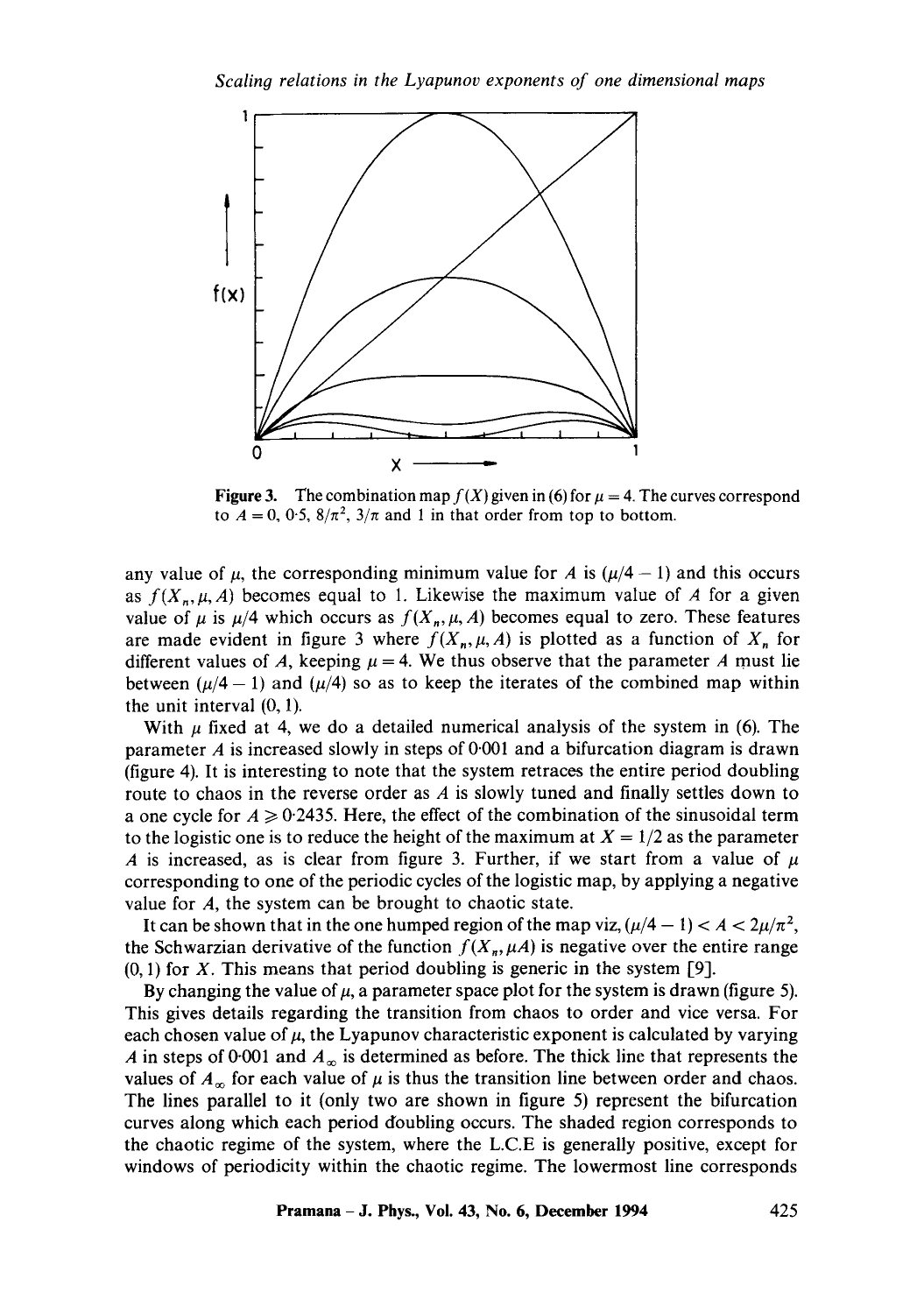**Figure 3.** The combination map $f(X)$ given in (6) for $\mu = 4$. The curves correspond to $A = 0$, 0·5, $8/\pi^2$, $3/\pi$ and 1 in that order from top to bottom.

any value of $\mu$, the corresponding minimum value for $A$ is $(\mu/4 - 1)$ and this occurs as $f(X_n, \mu, A)$ becomes equal to 1. Likewise the maximum value of $A$ for a given value of $\mu$ is $\mu/4$ which occurs as $f(X_n, \mu, A)$ becomes equal to zero. These features are made evident in figure 3 where $f(X_n, \mu, A)$ is plotted as a function of $X_n$ for different values of $A$, keeping $\mu = 4$. We thus observe that the parameter $A$ must lie between $(\mu/4 - 1)$ and $(\mu/4)$ so as to keep the iterates of the combined map within the unit interval (0, 1).

With $\mu$ fixed at 4, we do a detailed numerical analysis of the system in (6). The parameter $A$ is increased slowly in steps of 0·001 and a bifurcation diagram is drawn (figure 4). It is interesting to note that the system retraces the entire period doubling route to chaos in the reverse order as $A$ is slowly tuned and finally settles down to a one cycle for $A \geqslant 0{\cdot}2435$. Here, the effect of the combination of the sinusoidal term to the logistic one is to reduce the height of the maximum at $X = 1/2$ as the parameter $A$ is increased, as is clear from figure 3. Further, if we start from a value of $\mu$ corresponding to one of the periodic cycles of the logistic map, by applying a negative value for $A$, the system can be brought to chaotic state.

It can be shown that in the one humped region of the map viz, $(\mu/4 - 1) < A < 2\mu/\pi^2$, the Schwarzian derivative of the function $f(X_n, \mu A)$ is negative over the entire range (0, 1) for $X$. This means that period doubling is generic in the system [9].

By changing the value of $\mu$, a parameter space plot for the system is drawn (figure 5). This gives details regarding the transition from chaos to order and vice versa. For each chosen value of $\mu$, the Lyapunov characteristic exponent is calculated by varying $A$ in steps of 0·001 and $A_\infty$ is determined as before. The thick line that represents the values of $A_\infty$ for each value of $\mu$ is thus the transition line between order and chaos. The lines parallel to it (only two are shown in figure 5) represent the bifurcation curves along which each period doubling occurs. The shaded region corresponds to the chaotic regime of the system, where the L.C.E is generally positive, except for windows of periodicity within the chaotic regime. The lowermost line corresponds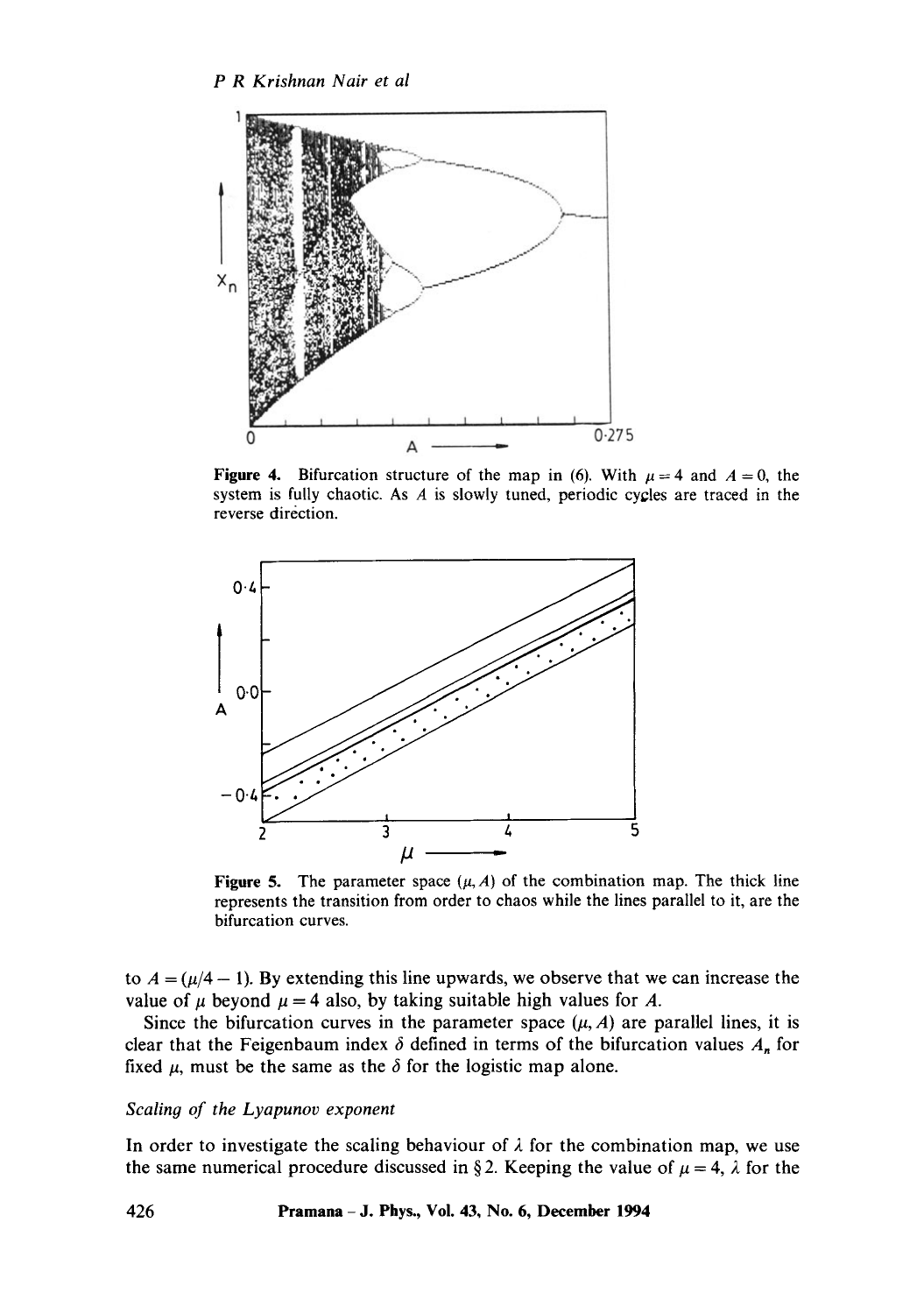**Figure 4.** Bifurcation structure of the map in (6). With $\mu = 4$ and $A = 0$, the system is fully chaotic. As $A$ is slowly tuned, periodic cycles are traced in the reverse direction.

**Figure 5.** The parameter space $(\mu, A)$ of the combination map. The thick line represents the transition from order to chaos while the lines parallel to it, are the bifurcation curves.

to $A = (\mu/4 - 1)$. By extending this line upwards, we observe that we can increase the value of $\mu$ beyond $\mu = 4$ also, by taking suitable high values for $A$.

Since the bifurcation curves in the parameter space $(\mu, A)$ are parallel lines, it is clear that the Feigenbaum index $\delta$ defined in terms of the bifurcation values $A_n$ for fixed $\mu$, must be the same as the $\delta$ for the logistic map alone.

*Scaling of the Lyapunov exponent*

In order to investigate the scaling behaviour of $\lambda$ for the combination map, we use the same numerical procedure discussed in § 2. Keeping the value of $\mu = 4$, $\lambda$ for the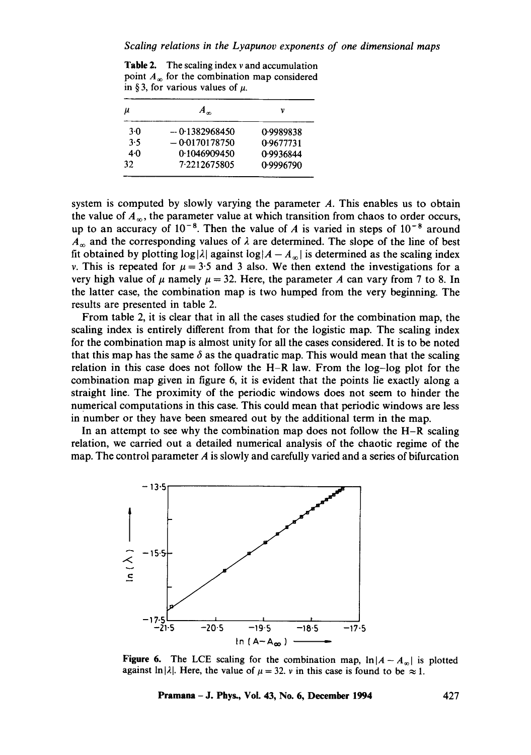**Table 2.** The scaling index $\nu$ and accumulation point $A_\infty$ for the combination map considered in § 3, for various values of $\mu$.

| $\mu$ | $A_\infty$ | $\nu$ |
|---|---|---|
| 3·0 | − 0·1382968450 | 0·9989838 |
| 3·5 | − 0·0170178750 | 0·9677731 |
| 4·0 | 0·1046909450 | 0·9936844 |
| 32 | 7·2212675805 | 0·9996790 |

system is computed by slowly varying the parameter $A$. This enables us to obtain the value of $A_\infty$, the parameter value at which transition from chaos to order occurs, up to an accuracy of $10^{-8}$. Then the value of $A$ is varied in steps of $10^{-8}$ around $A_\infty$ and the corresponding values of $\lambda$ are determined. The slope of the line of best fit obtained by plotting $\log|\lambda|$ against $\log|A - A_\infty|$ is determined as the scaling index $\nu$. This is repeated for $\mu = 3{\cdot}5$ and 3 also. We then extend the investigations for a very high value of $\mu$ namely $\mu = 32$. Here, the parameter $A$ can vary from 7 to 8. In the latter case, the combination map is two humped from the very beginning. The results are presented in table 2.

From table 2, it is clear that in all the cases studied for the combination map, the scaling index is entirely different from that for the logistic map. The scaling index for the combination map is almost unity for all the cases considered. It is to be noted that this map has the same $\delta$ as the quadratic map. This would mean that the scaling relation in this case does not follow the H–R law. From the log–log plot for the combination map given in figure 6, it is evident that the points lie exactly along a straight line. The proximity of the periodic windows does not seem to hinder the numerical computations in this case. This could mean that periodic windows are less in number or they have been smeared out by the additional term in the map.

In an attempt to see why the combination map does not follow the H–R scaling relation, we carried out a detailed numerical analysis of the chaotic regime of the map. The control parameter $A$ is slowly and carefully varied and a series of bifurcation

**Figure 6.** The LCE scaling for the combination map, $\ln|A - A_\infty|$ is plotted against $\ln|\lambda|$. Here, the value of $\mu = 32$. $\nu$ in this case is found to be $\approx 1$.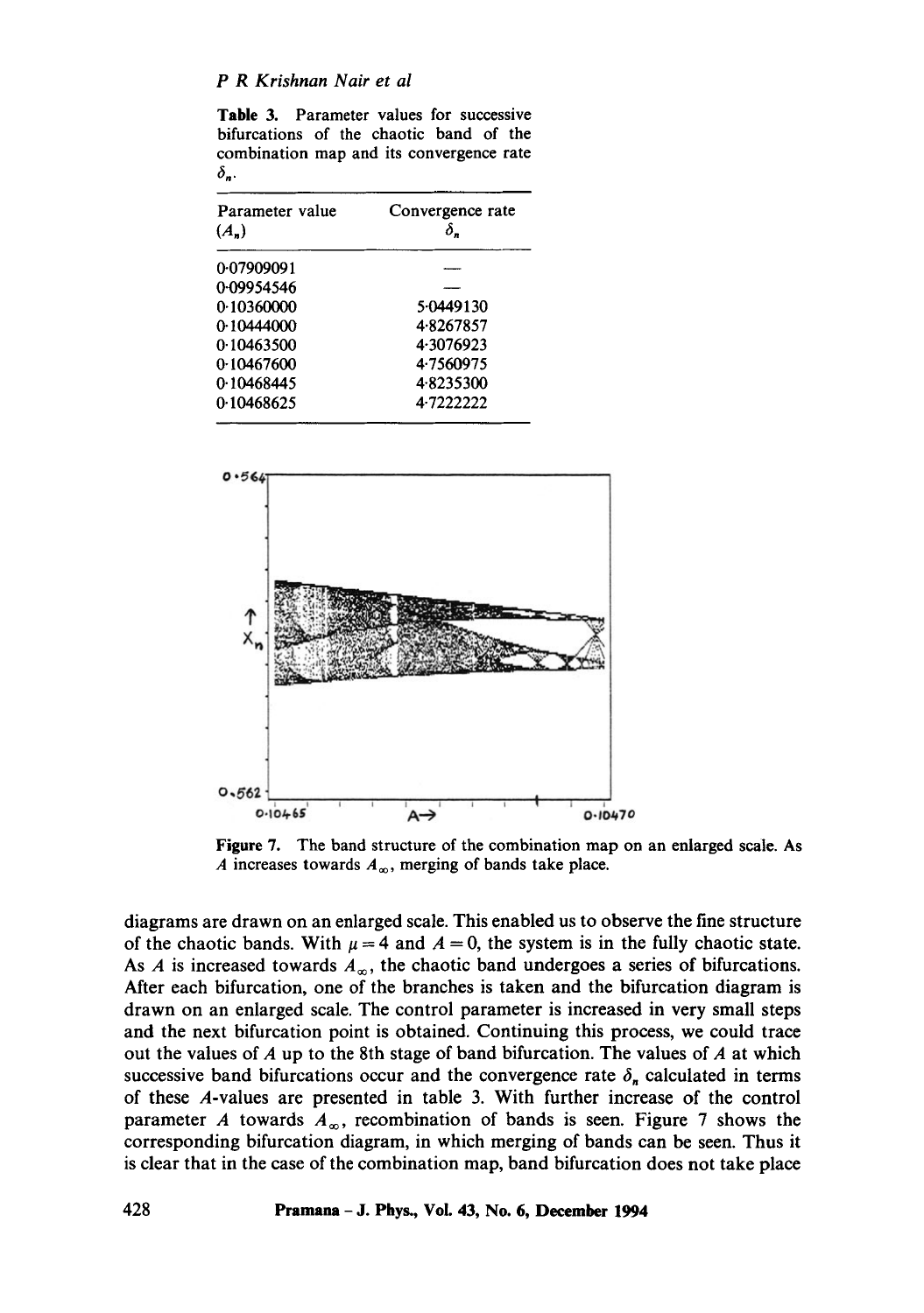**Table 3.** Parameter values for successive bifurcations of the chaotic band of the combination map and its convergence rate $\delta_n$.

| Parameter value ($A_n$) | Convergence rate $\delta_n$ |
|---|---|
| 0·07909091 | — |
| 0·09954546 | — |
| 0·10360000 | 5·0449130 |
| 0·10444000 | 4·8267857 |
| 0·10463500 | 4·3076923 |
| 0·10467600 | 4·7560975 |
| 0·10468445 | 4·8235300 |
| 0·10468625 | 4·7222222 |

**Figure 7.** The band structure of the combination map on an enlarged scale. As $A$ increases towards $A_\infty$, merging of bands take place.

diagrams are drawn on an enlarged scale. This enabled us to observe the fine structure of the chaotic bands. With $\mu = 4$ and $A = 0$, the system is in the fully chaotic state. As $A$ is increased towards $A_\infty$, the chaotic band undergoes a series of bifurcations. After each bifurcation, one of the branches is taken and the bifurcation diagram is drawn on an enlarged scale. The control parameter is increased in very small steps and the next bifurcation point is obtained. Continuing this process, we could trace out the values of $A$ up to the 8th stage of band bifurcation. The values of $A$ at which successive band bifurcations occur and the convergence rate $\delta_n$ calculated in terms of these $A$-values are presented in table 3. With further increase of the control parameter $A$ towards $A_\infty$, recombination of bands is seen. Figure 7 shows the corresponding bifurcation diagram, in which merging of bands can be seen. Thus it is clear that in the case of the combination map, band bifurcation does not take place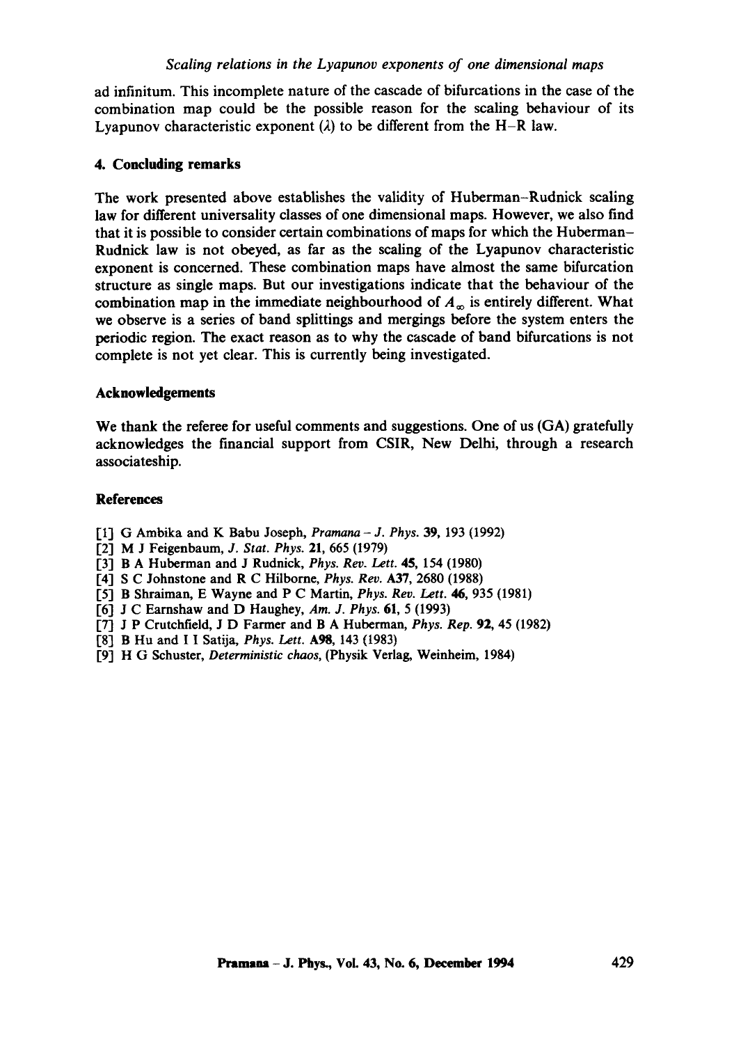ad infinitum. This incomplete nature of the cascade of bifurcations in the case of the combination map could be the possible reason for the scaling behaviour of its Lyapunov characteristic exponent ($\lambda$) to be different from the H–R law.

## 4. Concluding remarks

The work presented above establishes the validity of Huberman–Rudnick scaling law for different universality classes of one dimensional maps. However, we also find that it is possible to consider certain combinations of maps for which the Huberman–Rudnick law is not obeyed, as far as the scaling of the Lyapunov characteristic exponent is concerned. These combination maps have almost the same bifurcation structure as single maps. But our investigations indicate that the behaviour of the combination map in the immediate neighbourhood of $A_\infty$ is entirely different. What we observe is a series of band splittings and mergings before the system enters the periodic region. The exact reason as to why the cascade of band bifurcations is not complete is not yet clear. This is currently being investigated.

## Acknowledgements

We thank the referee for useful comments and suggestions. One of us (GA) gratefully acknowledges the financial support from CSIR, New Delhi, through a research associateship.

## References

[1] G Ambika and K Babu Joseph, *Pramana – J. Phys.* **39**, 193 (1992)
[2] M J Feigenbaum, *J. Stat. Phys.* **21**, 665 (1979)
[3] B A Huberman and J Rudnick, *Phys. Rev. Lett.* **45**, 154 (1980)
[4] S C Johnstone and R C Hilborne, *Phys. Rev.* **A37**, 2680 (1988)
[5] B Shraiman, E Wayne and P C Martin, *Phys. Rev. Lett.* **46**, 935 (1981)
[6] J C Earnshaw and D Haughey, *Am. J. Phys.* **61**, 5 (1993)
[7] J P Crutchfield, J D Farmer and B A Huberman, *Phys. Rep.* **92**, 45 (1982)
[8] B Hu and I I Satija, *Phys. Lett.* **A98**, 143 (1983)
[9] H G Schuster, *Deterministic chaos*, (Physik Verlag, Weinheim, 1984)